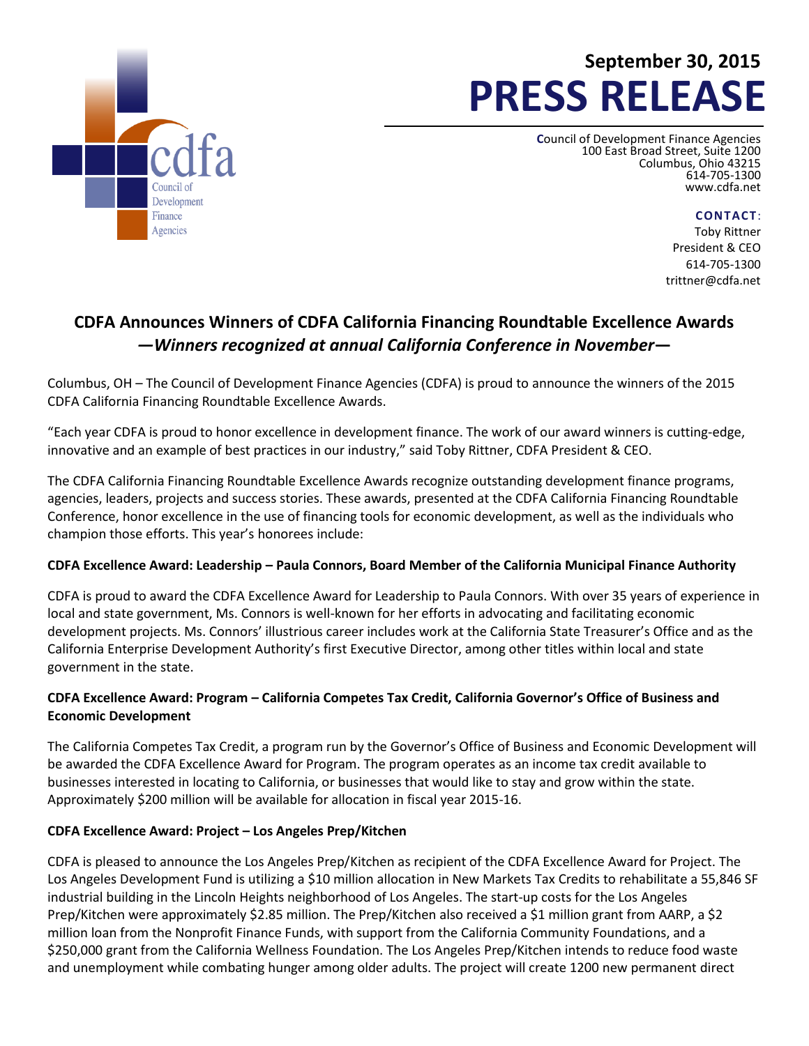**September 30, 2015**

# PRESS RELEASE

Council of Development Finance Agencies
100 East Broad Street, Suite 1200
Columbus, Ohio 43215
614-705-1300
www.cdfa.net

**CONTACT**:
Toby Rittner
President & CEO
614-705-1300
trittner@cdfa.net

## CDFA Announces Winners of CDFA California Financing Roundtable Excellence Awards

## *—Winners recognized at annual California Conference in November—*

Columbus, OH – The Council of Development Finance Agencies (CDFA) is proud to announce the winners of the 2015 CDFA California Financing Roundtable Excellence Awards.

"Each year CDFA is proud to honor excellence in development finance. The work of our award winners is cutting-edge, innovative and an example of best practices in our industry," said Toby Rittner, CDFA President & CEO.

The CDFA California Financing Roundtable Excellence Awards recognize outstanding development finance programs, agencies, leaders, projects and success stories. These awards, presented at the CDFA California Financing Roundtable Conference, honor excellence in the use of financing tools for economic development, as well as the individuals who champion those efforts. This year's honorees include:

**CDFA Excellence Award: Leadership – Paula Connors, Board Member of the California Municipal Finance Authority**

CDFA is proud to award the CDFA Excellence Award for Leadership to Paula Connors. With over 35 years of experience in local and state government, Ms. Connors is well-known for her efforts in advocating and facilitating economic development projects. Ms. Connors' illustrious career includes work at the California State Treasurer's Office and as the California Enterprise Development Authority's first Executive Director, among other titles within local and state government in the state.

**CDFA Excellence Award: Program – California Competes Tax Credit, California Governor's Office of Business and Economic Development**

The California Competes Tax Credit, a program run by the Governor's Office of Business and Economic Development will be awarded the CDFA Excellence Award for Program. The program operates as an income tax credit available to businesses interested in locating to California, or businesses that would like to stay and grow within the state. Approximately $200 million will be available for allocation in fiscal year 2015-16.

**CDFA Excellence Award: Project – Los Angeles Prep/Kitchen**

CDFA is pleased to announce the Los Angeles Prep/Kitchen as recipient of the CDFA Excellence Award for Project. The Los Angeles Development Fund is utilizing a $10 million allocation in New Markets Tax Credits to rehabilitate a 55,846 SF industrial building in the Lincoln Heights neighborhood of Los Angeles. The start-up costs for the Los Angeles Prep/Kitchen were approximately $2.85 million. The Prep/Kitchen also received a $1 million grant from AARP, a $2 million loan from the Nonprofit Finance Funds, with support from the California Community Foundations, and a $250,000 grant from the California Wellness Foundation. The Los Angeles Prep/Kitchen intends to reduce food waste and unemployment while combating hunger among older adults. The project will create 1200 new permanent direct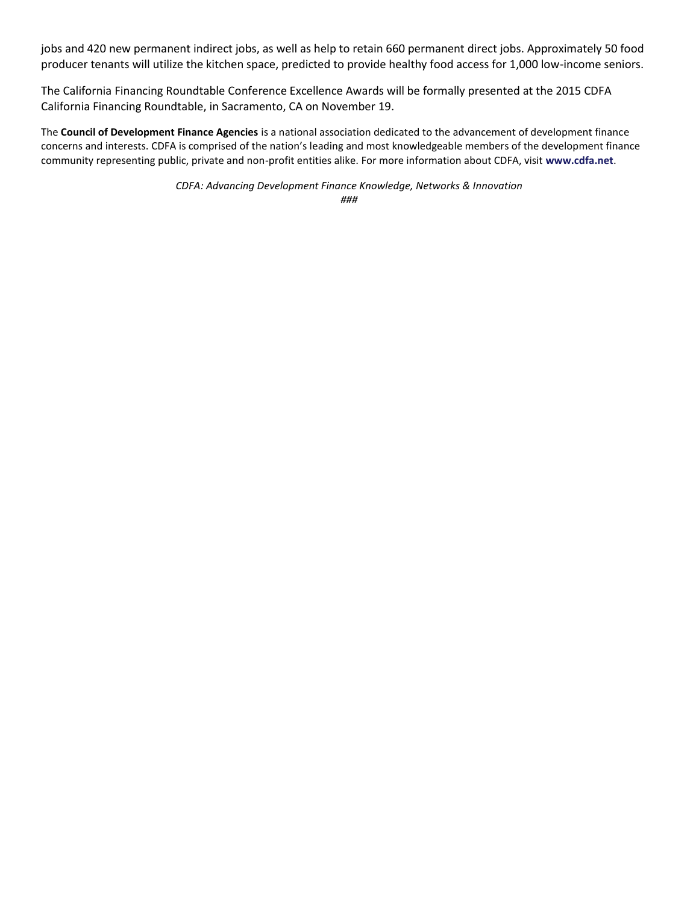jobs and 420 new permanent indirect jobs, as well as help to retain 660 permanent direct jobs. Approximately 50 food producer tenants will utilize the kitchen space, predicted to provide healthy food access for 1,000 low-income seniors.

The California Financing Roundtable Conference Excellence Awards will be formally presented at the 2015 CDFA California Financing Roundtable, in Sacramento, CA on November 19.

The **Council of Development Finance Agencies** is a national association dedicated to the advancement of development finance concerns and interests. CDFA is comprised of the nation's leading and most knowledgeable members of the development finance community representing public, private and non-profit entities alike. For more information about CDFA, visit **www.cdfa.net**.

*CDFA: Advancing Development Finance Knowledge, Networks & Innovation*

*###*